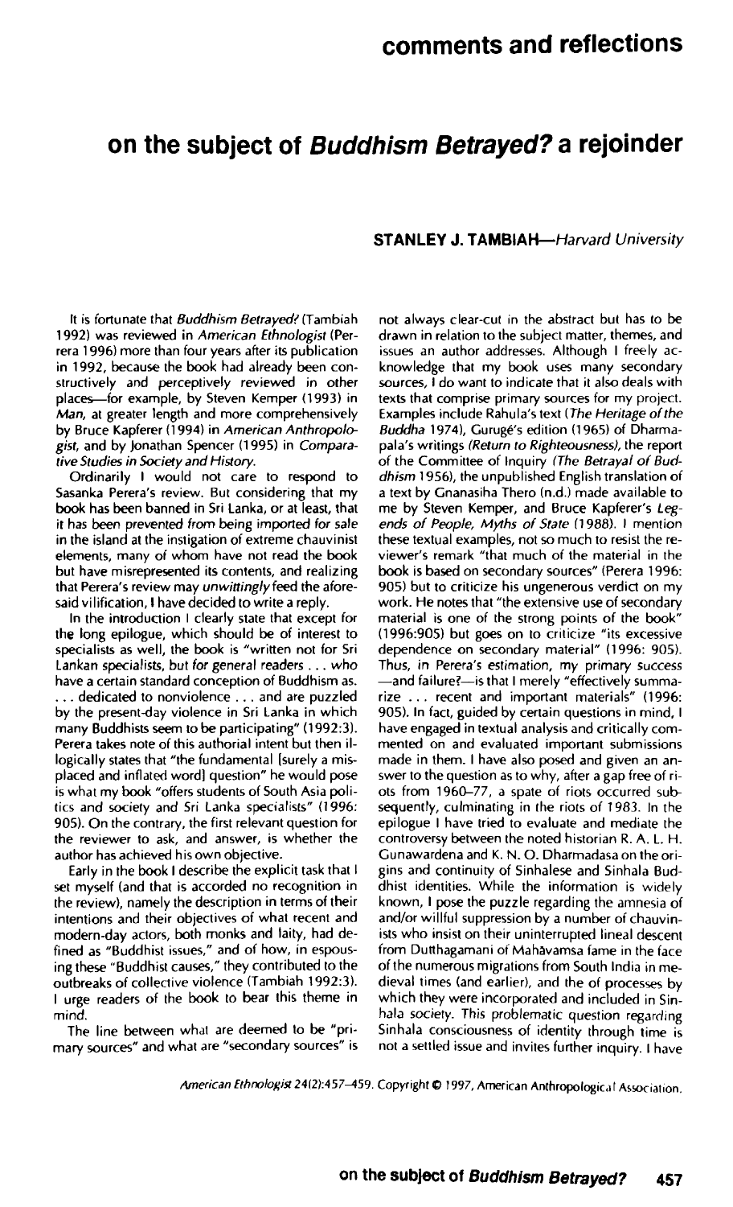# comments and reflections

## on the subject of *Buddhism Betrayed?* a rejoinder

**STANLEY J. TAMBIAH**—*Harvard University*

It is fortunate that *Buddhism Betrayed?* (Tambiah 1992) was reviewed in *American Ethnologist* (Perrera 1996) more than four years after its publication in 1992, because the book had already been constructively and perceptively reviewed in other places—for example, by Steven Kemper (1993) in *Man*, at greater length and more comprehensively by Bruce Kapferer (1994) in *American Anthropologist*, and by Jonathan Spencer (1995) in *Comparative Studies in Society and History*.

Ordinarily I would not care to respond to Sasanka Perera's review. But considering that my book has been banned in Sri Lanka, or at least, that it has been prevented from being imported for sale in the island at the instigation of extreme chauvinist elements, many of whom have not read the book but have misrepresented its contents, and realizing that Perera's review may *unwittingly* feed the aforesaid vilification, I have decided to write a reply.

In the introduction I clearly state that except for the long epilogue, which should be of interest to specialists as well, the book is "written not for Sri Lankan specialists, but for general readers . . . who have a certain standard conception of Buddhism as. . . . dedicated to nonviolence . . . and are puzzled by the present-day violence in Sri Lanka in which many Buddhists seem to be participating" (1992:3). Perera takes note of this authorial intent but then illogically states that "the fundamental [surely a misplaced and inflated word] question" he would pose is what my book "offers students of South Asia politics and society and Sri Lanka specialists" (1996: 905). On the contrary, the first relevant question for the reviewer to ask, and answer, is whether the author has achieved his own objective.

Early in the book I describe the explicit task that I set myself (and that is accorded no recognition in the review), namely the description in terms of their intentions and their objectives of what recent and modern-day actors, both monks and laity, had defined as "Buddhist issues," and of how, in espousing these "Buddhist causes," they contributed to the outbreaks of collective violence (Tambiah 1992:3). I urge readers of the book to bear this theme in mind.

The line between what are deemed to be "primary sources" and what are "secondary sources" is not always clear-cut in the abstract but has to be drawn in relation to the subject matter, themes, and issues an author addresses. Although I freely acknowledge that my book uses many secondary sources, I do want to indicate that it also deals with texts that comprise primary sources for my project. Examples include Rahula's text (*The Heritage of the Buddha* 1974), Gurugé's edition (1965) of Dharmapala's writings *(Return to Righteousness)*, the report of the Committee of Inquiry *(The Betrayal of Buddhism* 1956), the unpublished English translation of a text by Gnanasiha Thero (n.d.) made available to me by Steven Kemper, and Bruce Kapferer's *Legends of People, Myths of State* (1988). I mention these textual examples, not so much to resist the reviewer's remark "that much of the material in the book is based on secondary sources" (Perera 1996: 905) but to criticize his ungenerous verdict on my work. He notes that "the extensive use of secondary material is one of the strong points of the book" (1996:905) but goes on to criticize "its excessive dependence on secondary material" (1996: 905). Thus, in Perera's estimation, my primary success —and failure?—is that I merely "effectively summarize . . . recent and important materials" (1996: 905). In fact, guided by certain questions in mind, I have engaged in textual analysis and critically commented on and evaluated important submissions made in them. I have also posed and given an answer to the question as to why, after a gap free of riots from 1960–77, a spate of riots occurred subsequently, culminating in the riots of 1983. In the epilogue I have tried to evaluate and mediate the controversy between the noted historian R. A. L. H. Gunawardena and K. N. O. Dharmadasa on the origins and continuity of Sinhalese and Sinhala Buddhist identities. While the information is widely known, I pose the puzzle regarding the amnesia of and/or willful suppression by a number of chauvinists who insist on their uninterrupted lineal descent from Dutthagamani of Mahāvamsa fame in the face of the numerous migrations from South India in medieval times (and earlier), and the of processes by which they were incorporated and included in Sinhala society. This problematic question regarding Sinhala consciousness of identity through time is not a settled issue and invites further inquiry. I have

*American Ethnologist* 24(2):457–459. Copyright © 1997, American Anthropological Association.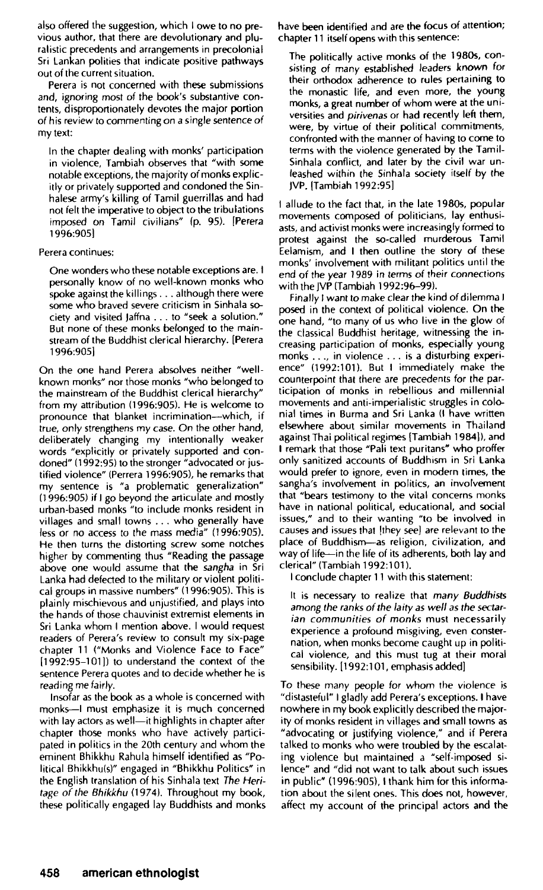also offered the suggestion, which I owe to no previous author, that there are devolutionary and pluralistic precedents and arrangements in precolonial Sri Lankan polities that indicate positive pathways out of the current situation.

Perera is not concerned with these submissions and, ignoring most of the book's substantive contents, disproportionately devotes the major portion of his review to commenting on a single sentence of my text:

> In the chapter dealing with monks' participation in violence, Tambiah observes that "with some notable exceptions, the majority of monks explicitly or privately supported and condoned the Sinhalese army's killing of Tamil guerrillas and had not felt the imperative to object to the tribulations imposed on Tamil civilians" (p. 95). [Perera 1996:905]

Perera continues:

> One wonders who these notable exceptions are. I personally know of no well-known monks who spoke against the killings . . . although there were some who braved severe criticism in Sinhala society and visited Jaffna . . . to "seek a solution." But none of these monks belonged to the mainstream of the Buddhist clerical hierarchy. [Perera 1996:905]

On the one hand Perera absolves neither "well-known monks" nor those monks "who belonged to the mainstream of the Buddhist clerical hierarchy" from my attribution (1996:905). He is welcome to pronounce that blanket incrimination—which, if true, only strengthens my case. On the other hand, deliberately changing my intentionally weaker words "explicitly or privately supported and condoned" (1992:95) to the stronger "advocated or justified violence" (Perrera 1996:905), he remarks that my sentence is "a problematic generalization" (1996:905) if I go beyond the articulate and mostly urban-based monks "to include monks resident in villages and small towns . . . who generally have less or no access to the mass media" (1996:905). He then turns the distorting screw some notches higher by commenting thus "Reading the passage above one would assume that the *sangha* in Sri Lanka had defected to the military or violent political groups in massive numbers" (1996:905). This is plainly mischievous and unjustified, and plays into the hands of those chauvinist extremist elements in Sri Lanka whom I mention above. I would request readers of Perera's review to consult my six-page chapter 11 ("Monks and Violence Face to Face" [1992:95–101]) to understand the context of the sentence Perera quotes and to decide whether he is reading me fairly.

Insofar as the book as a whole is concerned with monks—I must emphasize it is much concerned with lay actors as well—it highlights in chapter after chapter those monks who have actively participated in politics in the 20th century and whom the eminent Bhikkhu Rahula himself identified as "Political Bhikkhu(s)" engaged in "Bhikkhu Politics" in the English translation of his Sinhala text *The Heritage of the Bhikkhu* (1974). Throughout my book, these politically engaged lay Buddhists and monks have been identified and are the focus of attention; chapter 11 itself opens with this sentence:

> The politically active monks of the 1980s, consisting of many established leaders known for their orthodox adherence to rules pertaining to the monastic life, and even more, the young monks, a great number of whom were at the universities and *pirivenas* or had recently left them, were, by virtue of their political commitments, confronted with the manner of having to come to terms with the violence generated by the Tamil-Sinhala conflict, and later by the civil war unleashed within the Sinhala society itself by the JVP. [Tambiah 1992:95]

I allude to the fact that, in the late 1980s, popular movements composed of politicians, lay enthusiasts, and activist monks were increasingly formed to protest against the so-called murderous Tamil Eelamism, and I then outline the story of these monks' involvement with militant politics until the end of the year 1989 in terms of their connections with the JVP (Tambiah 1992:96–99).

Finally I want to make clear the kind of dilemma I posed in the context of political violence. On the one hand, "to many of us who live in the glow of the classical Buddhist heritage, witnessing the increasing participation of monks, especially young monks . . ., in violence . . . is a disturbing experience" (1992:101). But I immediately make the counterpoint that there are precedents for the participation of monks in rebellious and millennial movements and anti-imperialistic struggles in colonial times in Burma and Sri Lanka (I have written elsewhere about similar movements in Thailand against Thai political regimes [Tambiah 1984]), and I remark that those "Pali text puritans" who proffer only sanitized accounts of Buddhism in Sri Lanka would prefer to ignore, even in modern times, the sangha's involvement in politics, an involvement that "bears testimony to the vital concerns monks have in national political, educational, and social issues," and to their wanting "to be involved in causes and issues that [they see] are relevant to the place of Buddhism—as religion, civilization, and way of life—in the life of its adherents, both lay and clerical" (Tambiah 1992:101).

I conclude chapter 11 with this statement:

> It is necessary to realize that *many Buddhists among the ranks of the laity as well as the sectarian communities of monks* must necessarily experience a profound misgiving, even consternation, when monks become caught up in political violence, and this must tug at their moral sensibility. [1992:101, emphasis added]

To these many people for whom the violence is "distasteful" I gladly add Perera's exceptions. I have nowhere in my book explicitly described the majority of monks resident in villages and small towns as "advocating or justifying violence," and if Perera talked to monks who were troubled by the escalating violence but maintained a "self-imposed silence" and "did not want to talk about such issues in public" (1996:905), I thank him for this information about the silent ones. This does not, however, affect my account of the principal actors and the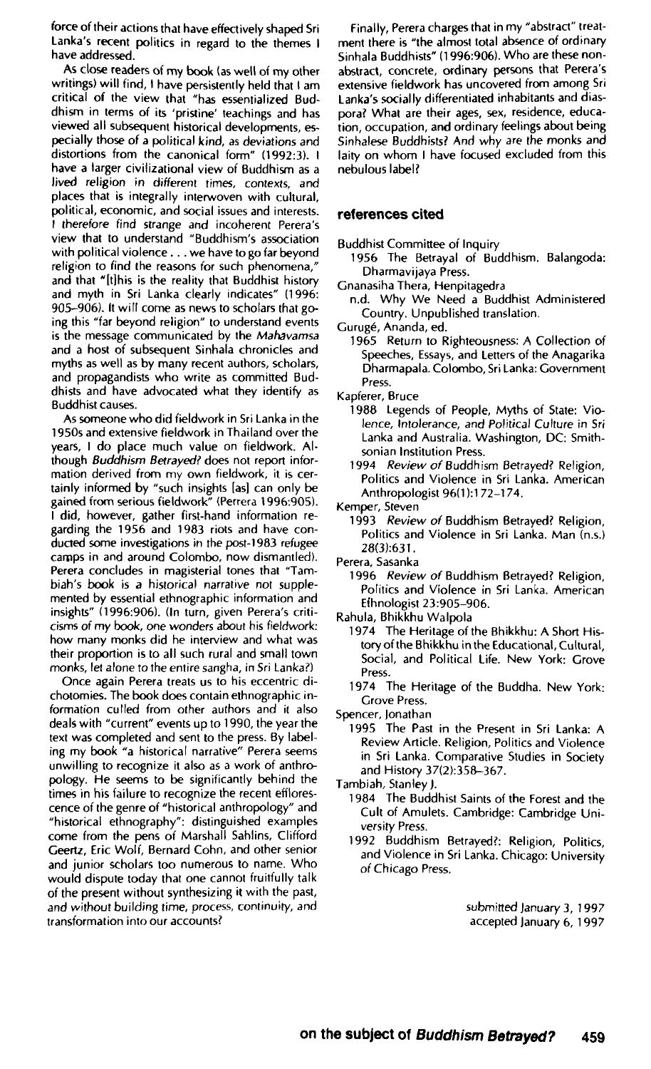force of their actions that have effectively shaped Sri Lanka's recent politics in regard to the themes I have addressed.

As close readers of my book (as well of my other writings) will find, I have persistently held that I am critical of the view that "has essentialized Buddhism in terms of its 'pristine' teachings and has viewed all subsequent historical developments, especially those of a political kind, as deviations and distortions from the canonical form" (1992:3). I have a larger civilizational view of Buddhism as a lived religion in different times, contexts, and places that is integrally interwoven with cultural, political, economic, and social issues and interests. I therefore find strange and incoherent Perera's view that to understand "Buddhism's association with political violence . . . we have to go far beyond religion to find the reasons for such phenomena," and that "[t]his is the reality that Buddhist history and myth in Sri Lanka clearly indicates" (1996: 905–906). It will come as news to scholars that going this "far beyond religion" to understand events is the message communicated by the *Mahavamsa* and a host of subsequent Sinhala chronicles and myths as well as by many recent authors, scholars, and propagandists who write as committed Buddhists and have advocated what they identify as Buddhist causes.

As someone who did fieldwork in Sri Lanka in the 1950s and extensive fieldwork in Thailand over the years, I do place much value on fieldwork. Although *Buddhism Betrayed?* does not report information derived from my own fieldwork, it is certainly informed by "such insights [as] can only be gained from serious fieldwork" (Perrera 1996:905). I did, however, gather first-hand information regarding the 1956 and 1983 riots and have conducted some investigations in the post-1983 refugee camps in and around Colombo, now dismantled). Perera concludes in magisterial tones that "Tambiah's book is a historical narrative not supplemented by essential ethnographic information and insights" (1996:906). (In turn, given Perera's criticisms of my book, one wonders about his fieldwork: how many monks did he interview and what was their proportion is to all such rural and small town monks, let alone to the entire sangha, in Sri Lanka?)

Once again Perera treats us to his eccentric dichotomies. The book does contain ethnographic information culled from other authors and it also deals with "current" events up to 1990, the year the text was completed and sent to the press. By labeling my book "a historical narrative" Perera seems unwilling to recognize it also as a work of anthropology. He seems to be significantly behind the times in his failure to recognize the recent efflorescence of the genre of "historical anthropology" and "historical ethnography": distinguished examples come from the pens of Marshall Sahlins, Clifford Geertz, Eric Wolf, Bernard Cohn, and other senior and junior scholars too numerous to name. Who would dispute today that one cannot fruitfully talk of the present without synthesizing it with the past, and without building time, process, continuity, and transformation into our accounts?

Finally, Perera charges that in my "abstract" treatment there is "the almost total absence of ordinary Sinhala Buddhists" (1996:906). Who are these non-abstract, concrete, ordinary persons that Perera's extensive fieldwork has uncovered from among Sri Lanka's socially differentiated inhabitants and diaspora? What are their ages, sex, residence, education, occupation, and ordinary feelings about being Sinhalese Buddhists? And why are the monks and laity on whom I have focused excluded from this nebulous label?

## references cited

Buddhist Committee of Inquiry
- 1956 The Betrayal of Buddhism. Balangoda: Dharmavijaya Press.

Gnanasiha Thera, Henpitagedra
- n.d. Why We Need a Buddhist Administered Country. Unpublished translation.

Gurugé, Ananda, ed.
- 1965 Return to Righteousness: A Collection of Speeches, Essays, and Letters of the Anagarika Dharmapala. Colombo, Sri Lanka: Government Press.

Kapferer, Bruce
- 1988 Legends of People, Myths of State: Violence, Intolerance, and Political Culture in Sri Lanka and Australia. Washington, DC: Smithsonian Institution Press.
- 1994 *Review of* Buddhism Betrayed? Religion, Politics and Violence in Sri Lanka. American Anthropologist 96(1):172–174.

Kemper, Steven
- 1993 *Review of* Buddhism Betrayed? Religion, Politics and Violence in Sri Lanka. Man (n.s.) 28(3):631.

Perera, Sasanka
- 1996 *Review of* Buddhism Betrayed? Religion, Politics and Violence in Sri Lanka. American Ethnologist 23:905–906.

Rahula, Bhikkhu Walpola
- 1974 The Heritage of the Bhikkhu: A Short History of the Bhikkhu in the Educational, Cultural, Social, and Political Life. New York: Grove Press.
- 1974 The Heritage of the Buddha. New York: Grove Press.

Spencer, Jonathan
- 1995 The Past in the Present in Sri Lanka: A Review Article. Religion, Politics and Violence in Sri Lanka. Comparative Studies in Society and History 37(2):358–367.

Tambiah, Stanley J.
- 1984 The Buddhist Saints of the Forest and the Cult of Amulets. Cambridge: Cambridge University Press.
- 1992 Buddhism Betrayed?: Religion, Politics, and Violence in Sri Lanka. Chicago: University of Chicago Press.

submitted January 3, 1997
accepted January 6, 1997